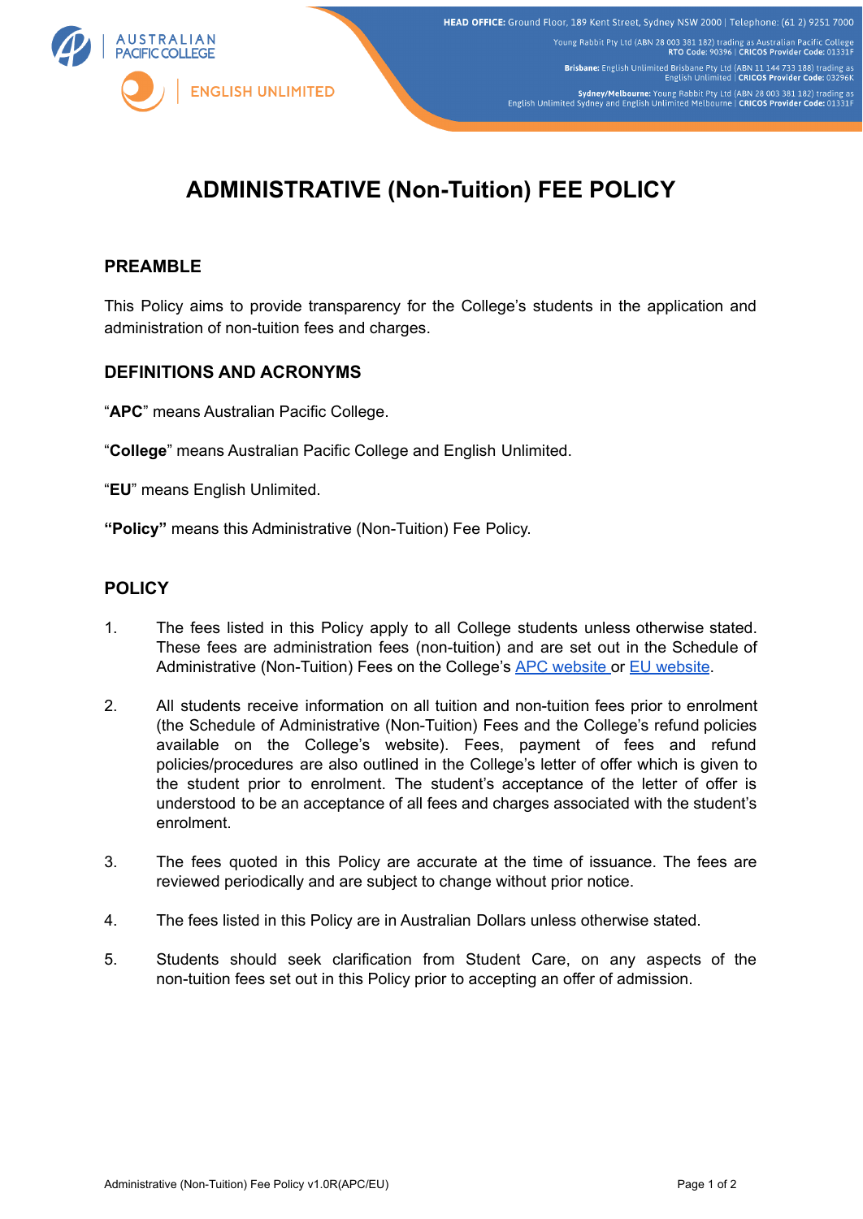# ADMINISTRATIVE (Non-Tuition) FEE POLICY

## PREAMBLE

This Policy aims to provide transparency for the College's students in the application and administration of non-tuition fees and charges.

## DEFINITIONS AND ACRONYMS

"**APC**" means Australian Pacific College.

"**College**" means Australian Pacific College and English Unlimited.

"**EU**" means English Unlimited.

**"Policy"** means this Administrative (Non-Tuition) Fee Policy.

## POLICY

1. The fees listed in this Policy apply to all College students unless otherwise stated. These fees are administration fees (non-tuition) and are set out in the Schedule of Administrative (Non-Tuition) Fees on the College's APC website or EU website.

2. All students receive information on all tuition and non-tuition fees prior to enrolment (the Schedule of Administrative (Non-Tuition) Fees and the College's refund policies available on the College's website). Fees, payment of fees and refund policies/procedures are also outlined in the College's letter of offer which is given to the student prior to enrolment. The student's acceptance of the letter of offer is understood to be an acceptance of all fees and charges associated with the student's enrolment.

3. The fees quoted in this Policy are accurate at the time of issuance. The fees are reviewed periodically and are subject to change without prior notice.

4. The fees listed in this Policy are in Australian Dollars unless otherwise stated.

5. Students should seek clarification from Student Care, on any aspects of the non-tuition fees set out in this Policy prior to accepting an offer of admission.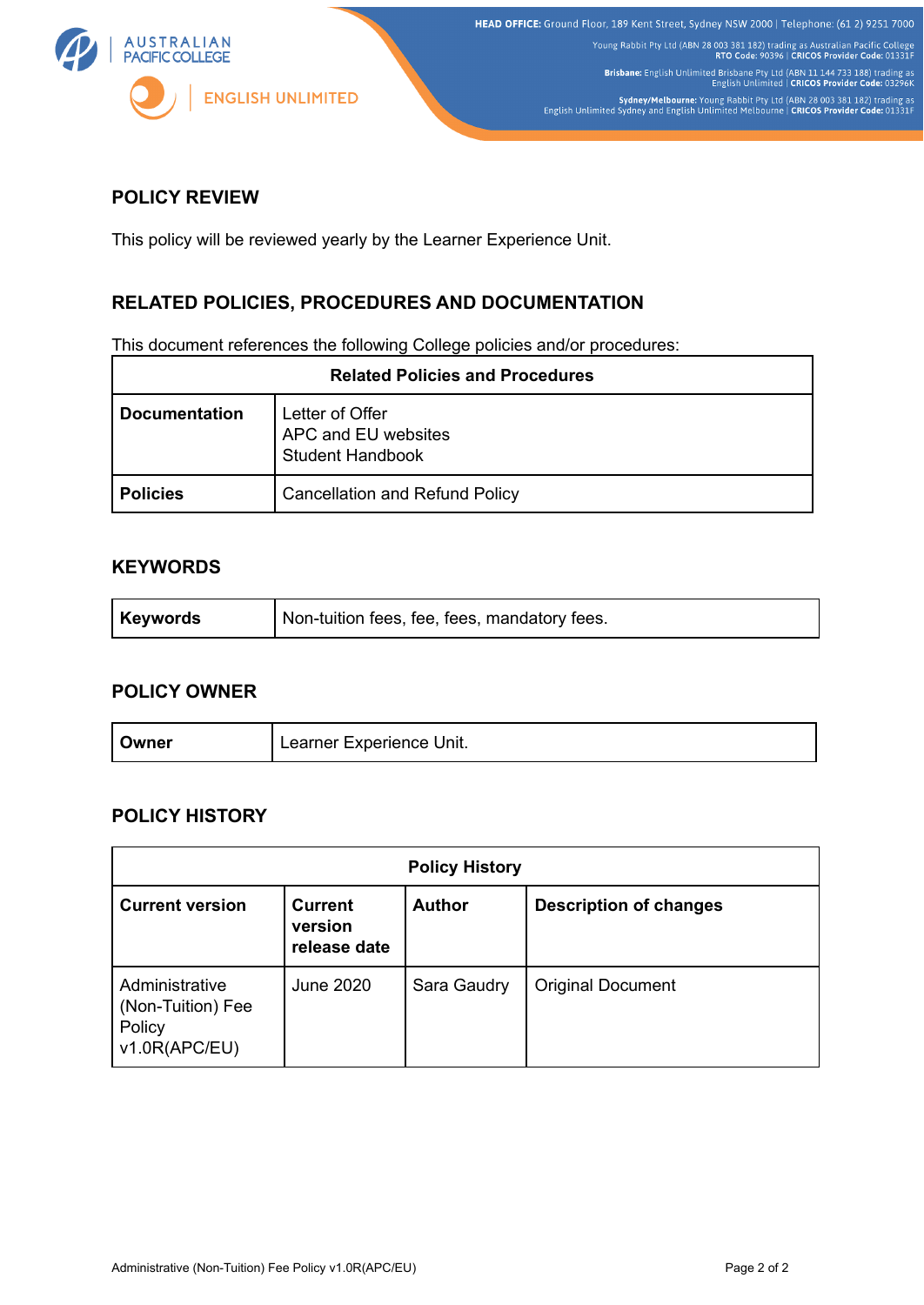## POLICY REVIEW

This policy will be reviewed yearly by the Learner Experience Unit.

## RELATED POLICIES, PROCEDURES AND DOCUMENTATION

This document references the following College policies and/or procedures:

| Related Policies and Procedures | |
|---|---|
| **Documentation** | Letter of Offer<br>APC and EU websites<br>Student Handbook |
| **Policies** | Cancellation and Refund Policy |

## KEYWORDS

| | |
|---|---|
| **Keywords** | Non-tuition fees, fee, fees, mandatory fees. |

## POLICY OWNER

| | |
|---|---|
| **Owner** | Learner Experience Unit. |

## POLICY HISTORY

| Policy History | | | |
|---|---|---|---|
| **Current version** | **Current version release date** | **Author** | **Description of changes** |
| Administrative (Non-Tuition) Fee Policy v1.0R(APC/EU) | June 2020 | Sara Gaudry | Original Document |